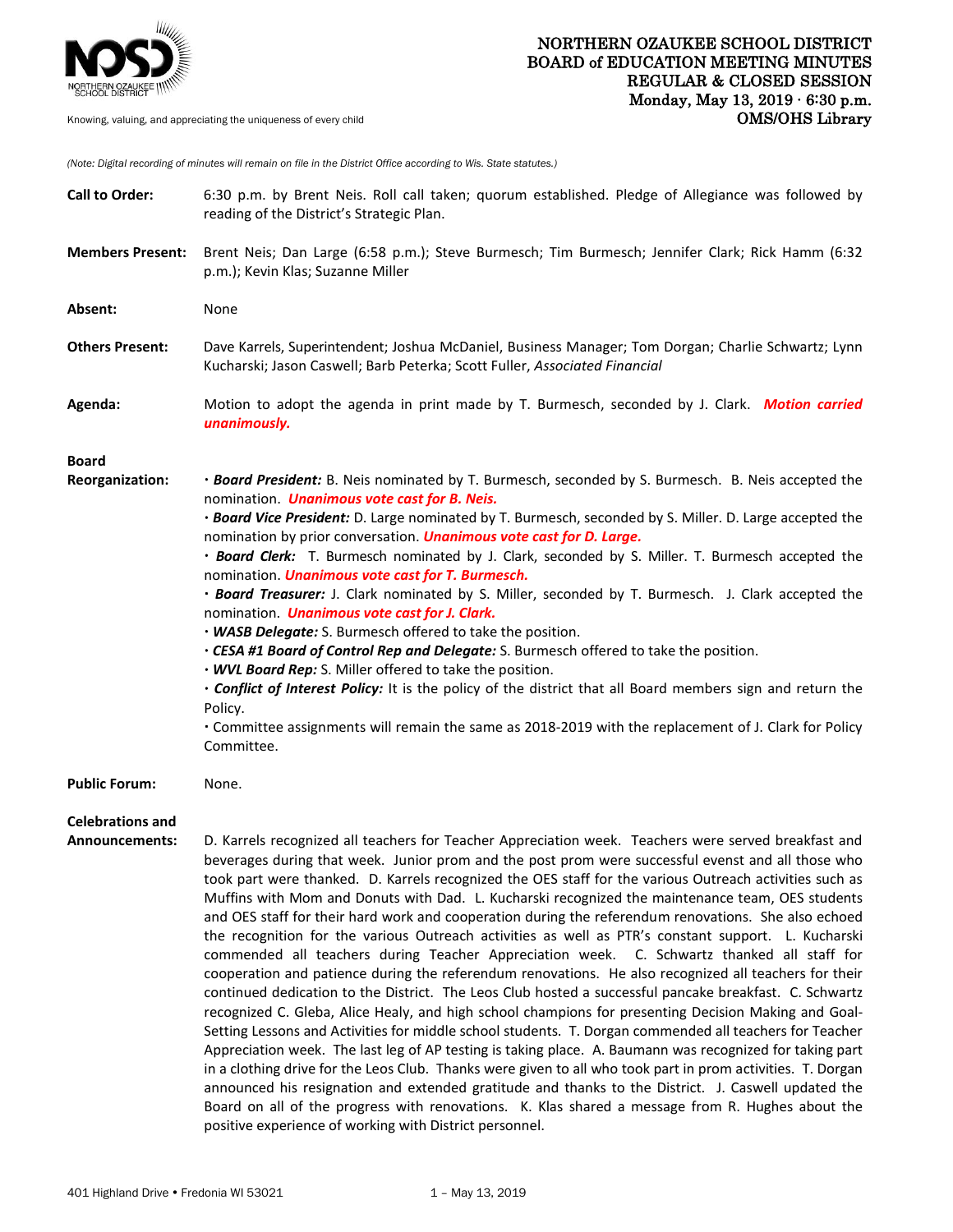NORTHERN OZAUKEE SCHOOL DISTRICT

Knowing, valuing, and appreciating the uniqueness of every child

# NORTHERN OZAUKEE SCHOOL DISTRICT
## BOARD of EDUCATION MEETING MINUTES
## REGULAR & CLOSED SESSION
**Monday, May 13, 2019 · 6:30 p.m.**
**OMS/OHS Library**

*(Note: Digital recording of minutes will remain on file in the District Office according to Wis. State statutes.)*

**Call to Order:** 6:30 p.m. by Brent Neis. Roll call taken; quorum established. Pledge of Allegiance was followed by reading of the District's Strategic Plan.

**Members Present:** Brent Neis; Dan Large (6:58 p.m.); Steve Burmesch; Tim Burmesch; Jennifer Clark; Rick Hamm (6:32 p.m.); Kevin Klas; Suzanne Miller

**Absent:** None

**Others Present:** Dave Karrels, Superintendent; Joshua McDaniel, Business Manager; Tom Dorgan; Charlie Schwartz; Lynn Kucharski; Jason Caswell; Barb Peterka; Scott Fuller, *Associated Financial*

**Agenda:** Motion to adopt the agenda in print made by T. Burmesch, seconded by J. Clark. ***Motion carried unanimously.***

**Board Reorganization:**

- ***Board President:*** B. Neis nominated by T. Burmesch, seconded by S. Burmesch. B. Neis accepted the nomination. ***Unanimous vote cast for B. Neis.***
- ***Board Vice President:*** D. Large nominated by T. Burmesch, seconded by S. Miller. D. Large accepted the nomination by prior conversation. ***Unanimous vote cast for D. Large.***
- ***Board Clerk:*** T. Burmesch nominated by J. Clark, seconded by S. Miller. T. Burmesch accepted the nomination. ***Unanimous vote cast for T. Burmesch.***
- ***Board Treasurer:*** J. Clark nominated by S. Miller, seconded by T. Burmesch. J. Clark accepted the nomination. ***Unanimous vote cast for J. Clark.***
- ***WASB Delegate:*** S. Burmesch offered to take the position.
- ***CESA #1 Board of Control Rep and Delegate:*** S. Burmesch offered to take the position.
- ***WVL Board Rep:*** S. Miller offered to take the position.
- ***Conflict of Interest Policy:*** It is the policy of the district that all Board members sign and return the Policy.
- Committee assignments will remain the same as 2018-2019 with the replacement of J. Clark for Policy Committee.

**Public Forum:** None.

**Celebrations and Announcements:** D. Karrels recognized all teachers for Teacher Appreciation week. Teachers were served breakfast and beverages during that week. Junior prom and the post prom were successful evenst and all those who took part were thanked. D. Karrels recognized the OES staff for the various Outreach activities such as Muffins with Mom and Donuts with Dad. L. Kucharski recognized the maintenance team, OES students and OES staff for their hard work and cooperation during the referendum renovations. She also echoed the recognition for the various Outreach activities as well as PTR's constant support. L. Kucharski commended all teachers during Teacher Appreciation week. C. Schwartz thanked all staff for cooperation and patience during the referendum renovations. He also recognized all teachers for their continued dedication to the District. The Leos Club hosted a successful pancake breakfast. C. Schwartz recognized C. Gleba, Alice Healy, and high school champions for presenting Decision Making and Goal-Setting Lessons and Activities for middle school students. T. Dorgan commended all teachers for Teacher Appreciation week. The last leg of AP testing is taking place. A. Baumann was recognized for taking part in a clothing drive for the Leos Club. Thanks were given to all who took part in prom activities. T. Dorgan announced his resignation and extended gratitude and thanks to the District. J. Caswell updated the Board on all of the progress with renovations. K. Klas shared a message from R. Hughes about the positive experience of working with District personnel.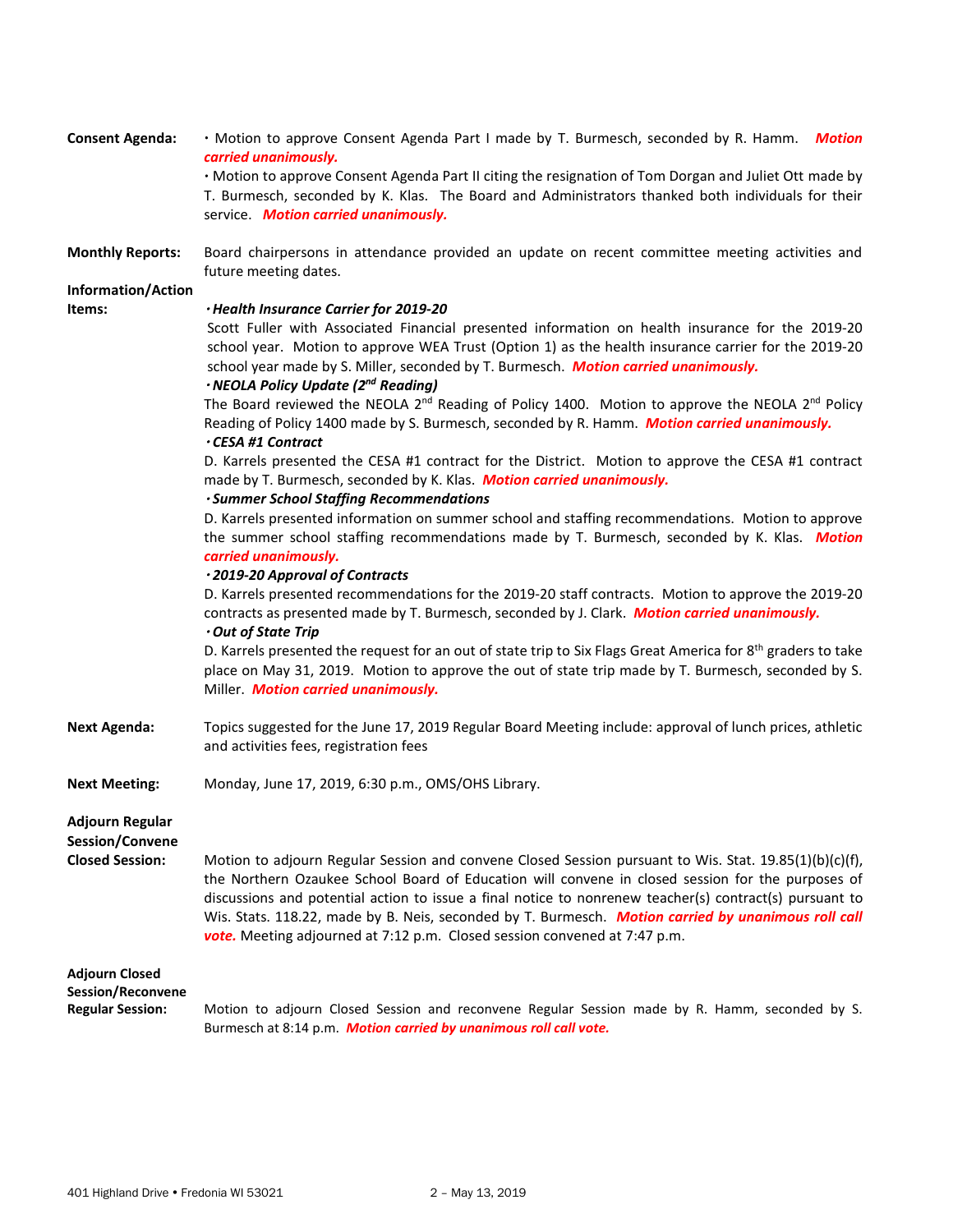**Consent Agenda:**

- Motion to approve Consent Agenda Part I made by T. Burmesch, seconded by R. Hamm. ***Motion carried unanimously.***
- Motion to approve Consent Agenda Part II citing the resignation of Tom Dorgan and Juliet Ott made by T. Burmesch, seconded by K. Klas. The Board and Administrators thanked both individuals for their service. ***Motion carried unanimously.***

**Monthly Reports:** Board chairpersons in attendance provided an update on recent committee meeting activities and future meeting dates.

**Information/Action Items:**

***· Health Insurance Carrier for 2019-20***

Scott Fuller with Associated Financial presented information on health insurance for the 2019-20 school year. Motion to approve WEA Trust (Option 1) as the health insurance carrier for the 2019-20 school year made by S. Miller, seconded by T. Burmesch. ***Motion carried unanimously.***

***· NEOLA Policy Update (2nd Reading)***

The Board reviewed the NEOLA 2nd Reading of Policy 1400. Motion to approve the NEOLA 2nd Policy Reading of Policy 1400 made by S. Burmesch, seconded by R. Hamm. ***Motion carried unanimously.***

***· CESA #1 Contract***

D. Karrels presented the CESA #1 contract for the District. Motion to approve the CESA #1 contract made by T. Burmesch, seconded by K. Klas. ***Motion carried unanimously.***

***· Summer School Staffing Recommendations***

D. Karrels presented information on summer school and staffing recommendations. Motion to approve the summer school staffing recommendations made by T. Burmesch, seconded by K. Klas. ***Motion carried unanimously.***

***· 2019-20 Approval of Contracts***

D. Karrels presented recommendations for the 2019-20 staff contracts. Motion to approve the 2019-20 contracts as presented made by T. Burmesch, seconded by J. Clark. ***Motion carried unanimously.***

***· Out of State Trip***

D. Karrels presented the request for an out of state trip to Six Flags Great America for 8th graders to take place on May 31, 2019. Motion to approve the out of state trip made by T. Burmesch, seconded by S. Miller. ***Motion carried unanimously.***

**Next Agenda:** Topics suggested for the June 17, 2019 Regular Board Meeting include: approval of lunch prices, athletic and activities fees, registration fees

**Next Meeting:** Monday, June 17, 2019, 6:30 p.m., OMS/OHS Library.

**Adjourn Regular Session/Convene Closed Session:** Motion to adjourn Regular Session and convene Closed Session pursuant to Wis. Stat. 19.85(1)(b)(c)(f), the Northern Ozaukee School Board of Education will convene in closed session for the purposes of discussions and potential action to issue a final notice to nonrenew teacher(s) contract(s) pursuant to Wis. Stats. 118.22, made by B. Neis, seconded by T. Burmesch. ***Motion carried by unanimous roll call vote.*** Meeting adjourned at 7:12 p.m. Closed session convened at 7:47 p.m.

**Adjourn Closed Session/Reconvene Regular Session:** Motion to adjourn Closed Session and reconvene Regular Session made by R. Hamm, seconded by S. Burmesch at 8:14 p.m. ***Motion carried by unanimous roll call vote.***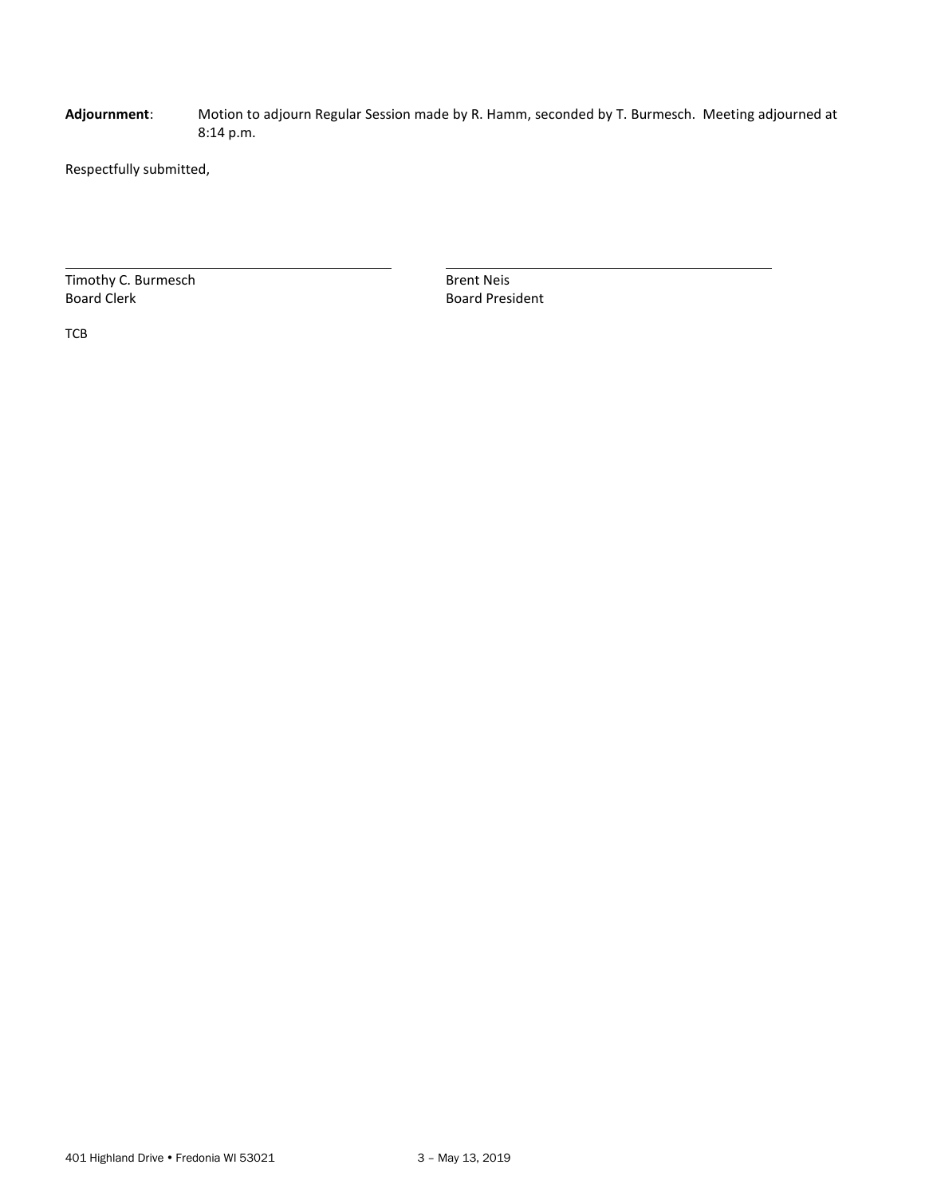**Adjournment**: Motion to adjourn Regular Session made by R. Hamm, seconded by T. Burmesch. Meeting adjourned at 8:14 p.m.

Respectfully submitted,

| | |
|---|---|
| Timothy C. Burmesch | Brent Neis |
| Board Clerk | Board President |

TCB